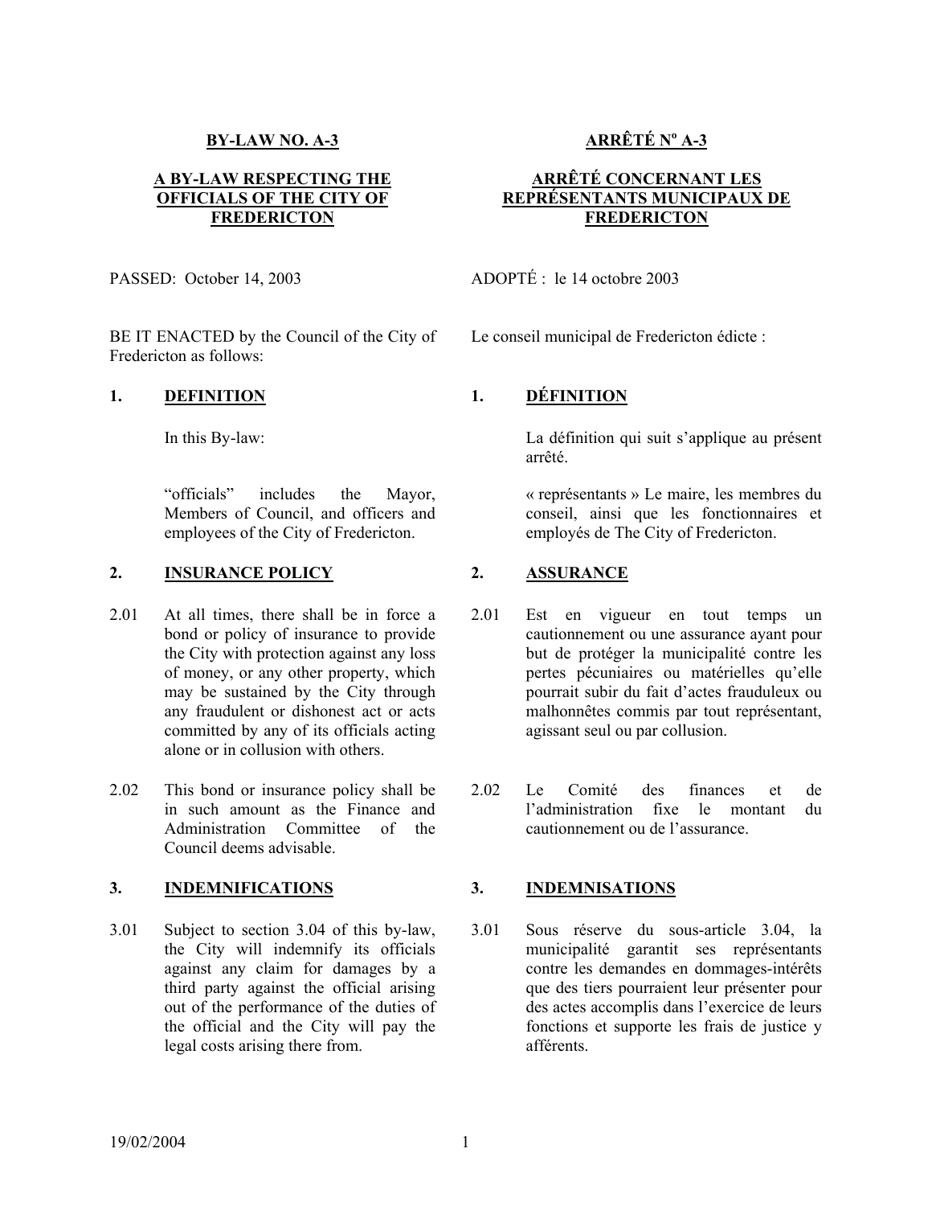## BY-LAW NO. A-3

## A BY-LAW RESPECTING THE OFFICIALS OF THE CITY OF FREDERICTON

PASSED: October 14, 2003

BE IT ENACTED by the Council of the City of Fredericton as follows:

### 1. DEFINITION

In this By-law:

"officials" includes the Mayor, Members of Council, and officers and employees of the City of Fredericton.

### 2. INSURANCE POLICY

2.01 At all times, there shall be in force a bond or policy of insurance to provide the City with protection against any loss of money, or any other property, which may be sustained by the City through any fraudulent or dishonest act or acts committed by any of its officials acting alone or in collusion with others.

2.02 This bond or insurance policy shall be in such amount as the Finance and Administration Committee of the Council deems advisable.

### 3. INDEMNIFICATIONS

3.01 Subject to section 3.04 of this by-law, the City will indemnify its officials against any claim for damages by a third party against the official arising out of the performance of the duties of the official and the City will pay the legal costs arising there from.

## ARRÊTÉ Nº A-3

## ARRÊTÉ CONCERNANT LES REPRÉSENTANTS MUNICIPAUX DE FREDERICTON

ADOPTÉ : le 14 octobre 2003

Le conseil municipal de Fredericton édicte :

### 1. DÉFINITION

La définition qui suit s'applique au présent arrêté.

« représentants » Le maire, les membres du conseil, ainsi que les fonctionnaires et employés de The City of Fredericton.

### 2. ASSURANCE

2.01 Est en vigueur en tout temps un cautionnement ou une assurance ayant pour but de protéger la municipalité contre les pertes pécuniaires ou matérielles qu'elle pourrait subir du fait d'actes frauduleux ou malhonnêtes commis par tout représentant, agissant seul ou par collusion.

2.02 Le Comité des finances et de l'administration fixe le montant du cautionnement ou de l'assurance.

### 3. INDEMNISATIONS

3.01 Sous réserve du sous-article 3.04, la municipalité garantit ses représentants contre les demandes en dommages-intérêts que des tiers pourraient leur présenter pour des actes accomplis dans l'exercice de leurs fonctions et supporte les frais de justice y afférents.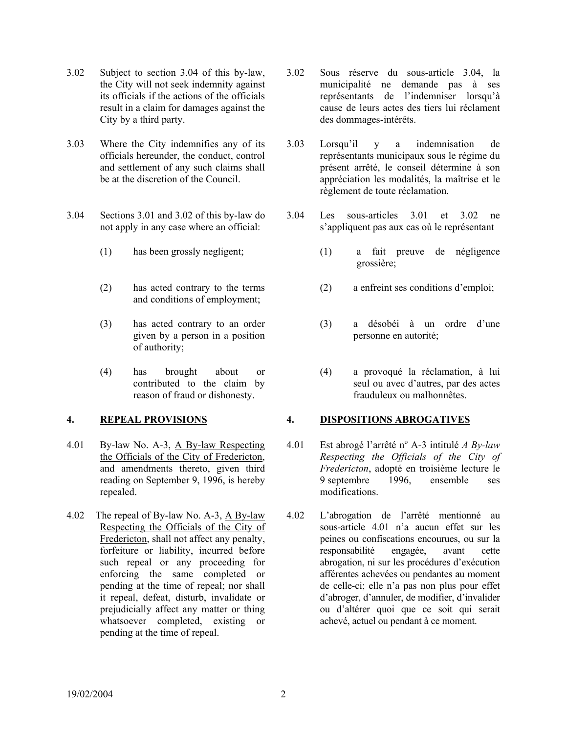3.02 Subject to section 3.04 of this by-law, the City will not seek indemnity against its officials if the actions of the officials result in a claim for damages against the City by a third party.

3.03 Where the City indemnifies any of its officials hereunder, the conduct, control and settlement of any such claims shall be at the discretion of the Council.

3.04 Sections 3.01 and 3.02 of this by-law do not apply in any case where an official:

(1) has been grossly negligent;

(2) has acted contrary to the terms and conditions of employment;

(3) has acted contrary to an order given by a person in a position of authority;

(4) has brought about or contributed to the claim by reason of fraud or dishonesty.

## 4. REPEAL PROVISIONS

4.01 By-law No. A-3, A By-law Respecting the Officials of the City of Fredericton, and amendments thereto, given third reading on September 9, 1996, is hereby repealed.

4.02 The repeal of By-law No. A-3, A By-law Respecting the Officials of the City of Fredericton, shall not affect any penalty, forfeiture or liability, incurred before such repeal or any proceeding for enforcing the same completed or pending at the time of repeal; nor shall it repeal, defeat, disturb, invalidate or prejudicially affect any matter or thing whatsoever completed, existing or pending at the time of repeal.

3.02 Sous réserve du sous-article 3.04, la municipalité ne demande pas à ses représentants de l'indemniser lorsqu'à cause de leurs actes des tiers lui réclament des dommages-intérêts.

3.03 Lorsqu'il y a indemnisation de représentants municipaux sous le régime du présent arrêté, le conseil détermine à son appréciation les modalités, la maîtrise et le règlement de toute réclamation.

3.04 Les sous-articles 3.01 et 3.02 ne s'appliquent pas aux cas où le représentant

(1) a fait preuve de négligence grossière;

(2) a enfreint ses conditions d'emploi;

(3) a désobéi à un ordre d'une personne en autorité;

(4) a provoqué la réclamation, à lui seul ou avec d'autres, par des actes frauduleux ou malhonnêtes.

## 4. DISPOSITIONS ABROGATIVES

4.01 Est abrogé l'arrêté n[o] A-3 intitulé *A By-law Respecting the Officials of the City of Fredericton*, adopté en troisième lecture le 9 septembre 1996, ensemble ses modifications.

4.02 L'abrogation de l'arrêté mentionné au sous-article 4.01 n'a aucun effet sur les peines ou confiscations encourues, ou sur la responsabilité engagée, avant cette abrogation, ni sur les procédures d'exécution afférentes achevées ou pendantes au moment de celle-ci; elle n'a pas non plus pour effet d'abroger, d'annuler, de modifier, d'invalider ou d'altérer quoi que ce soit qui serait achevé, actuel ou pendant à ce moment.

19/02/2004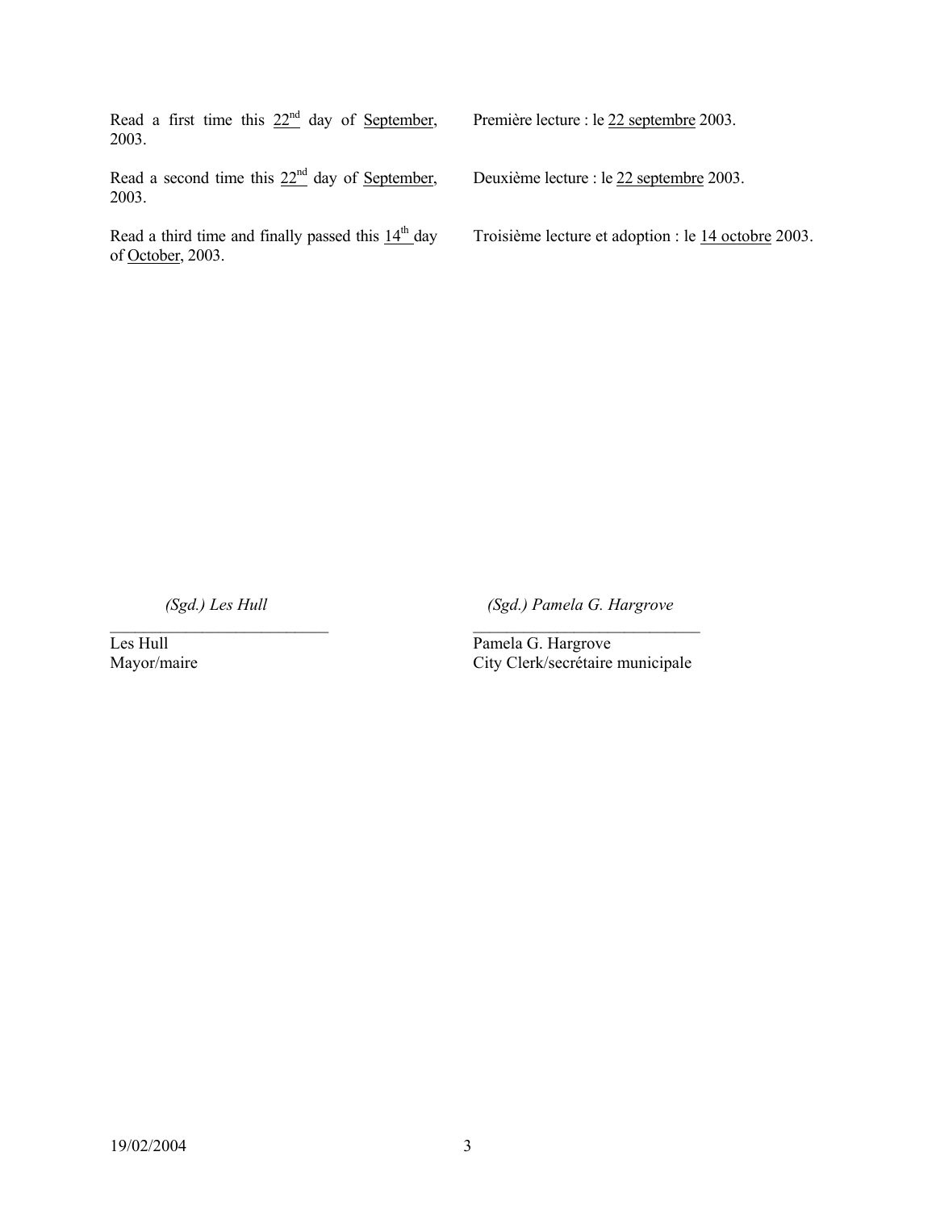Read a first time this 22nd day of September, 2003.

Première lecture : le 22 septembre 2003.

Read a second time this 22nd day of September, 2003.

Deuxième lecture : le 22 septembre 2003.

Read a third time and finally passed this 14th day of October, 2003.

Troisième lecture et adoption : le 14 octobre 2003.

*(Sgd.) Les Hull*

Les Hull
Mayor/maire

*(Sgd.) Pamela G. Hargrove*

Pamela G. Hargrove
City Clerk/secrétaire municipale

19/02/2004